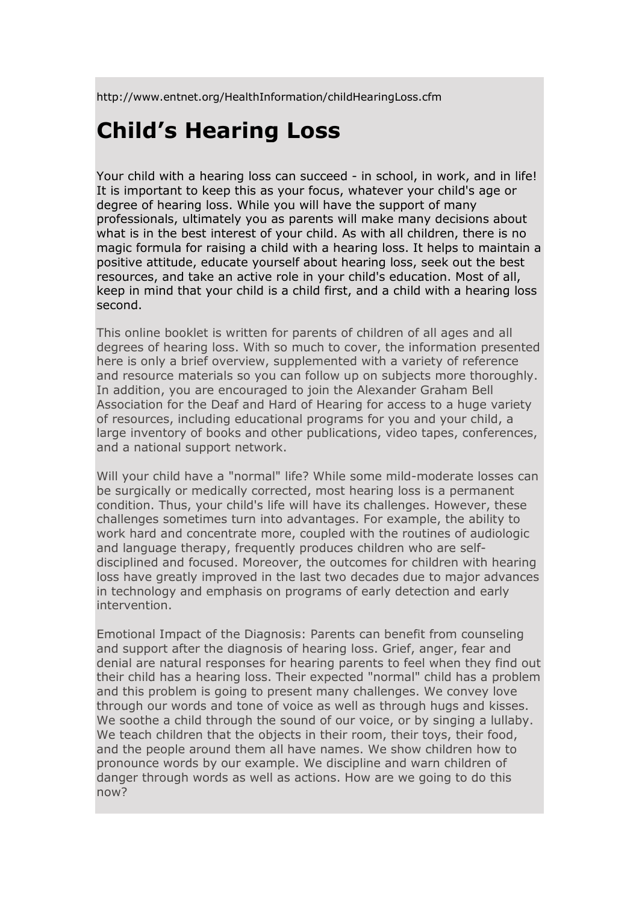http://www.entnet.org/HealthInformation/childHearingLoss.cfm

# Child's Hearing Loss

Your child with a hearing loss can succeed - in school, in work, and in life! It is important to keep this as your focus, whatever your child's age or degree of hearing loss. While you will have the support of many professionals, ultimately you as parents will make many decisions about what is in the best interest of your child. As with all children, there is no magic formula for raising a child with a hearing loss. It helps to maintain a positive attitude, educate yourself about hearing loss, seek out the best resources, and take an active role in your child's education. Most of all, keep in mind that your child is a child first, and a child with a hearing loss second.

This online booklet is written for parents of children of all ages and all degrees of hearing loss. With so much to cover, the information presented here is only a brief overview, supplemented with a variety of reference and resource materials so you can follow up on subjects more thoroughly. In addition, you are encouraged to join the Alexander Graham Bell Association for the Deaf and Hard of Hearing for access to a huge variety of resources, including educational programs for you and your child, a large inventory of books and other publications, video tapes, conferences, and a national support network.

Will your child have a "normal" life? While some mild-moderate losses can be surgically or medically corrected, most hearing loss is a permanent condition. Thus, your child's life will have its challenges. However, these challenges sometimes turn into advantages. For example, the ability to work hard and concentrate more, coupled with the routines of audiologic and language therapy, frequently produces children who are self-disciplined and focused. Moreover, the outcomes for children with hearing loss have greatly improved in the last two decades due to major advances in technology and emphasis on programs of early detection and early intervention.

Emotional Impact of the Diagnosis: Parents can benefit from counseling and support after the diagnosis of hearing loss. Grief, anger, fear and denial are natural responses for hearing parents to feel when they find out their child has a hearing loss. Their expected "normal" child has a problem and this problem is going to present many challenges. We convey love through our words and tone of voice as well as through hugs and kisses. We soothe a child through the sound of our voice, or by singing a lullaby. We teach children that the objects in their room, their toys, their food, and the people around them all have names. We show children how to pronounce words by our example. We discipline and warn children of danger through words as well as actions. How are we going to do this now?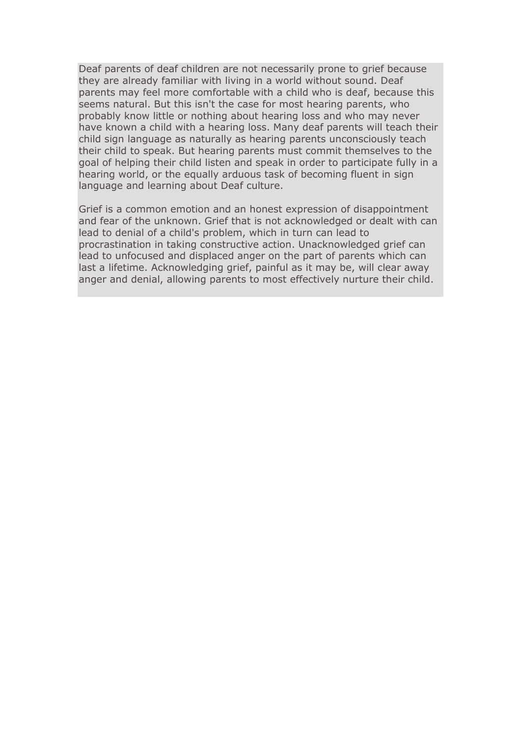Deaf parents of deaf children are not necessarily prone to grief because they are already familiar with living in a world without sound. Deaf parents may feel more comfortable with a child who is deaf, because this seems natural. But this isn't the case for most hearing parents, who probably know little or nothing about hearing loss and who may never have known a child with a hearing loss. Many deaf parents will teach their child sign language as naturally as hearing parents unconsciously teach their child to speak. But hearing parents must commit themselves to the goal of helping their child listen and speak in order to participate fully in a hearing world, or the equally arduous task of becoming fluent in sign language and learning about Deaf culture.

Grief is a common emotion and an honest expression of disappointment and fear of the unknown. Grief that is not acknowledged or dealt with can lead to denial of a child's problem, which in turn can lead to procrastination in taking constructive action. Unacknowledged grief can lead to unfocused and displaced anger on the part of parents which can last a lifetime. Acknowledging grief, painful as it may be, will clear away anger and denial, allowing parents to most effectively nurture their child.